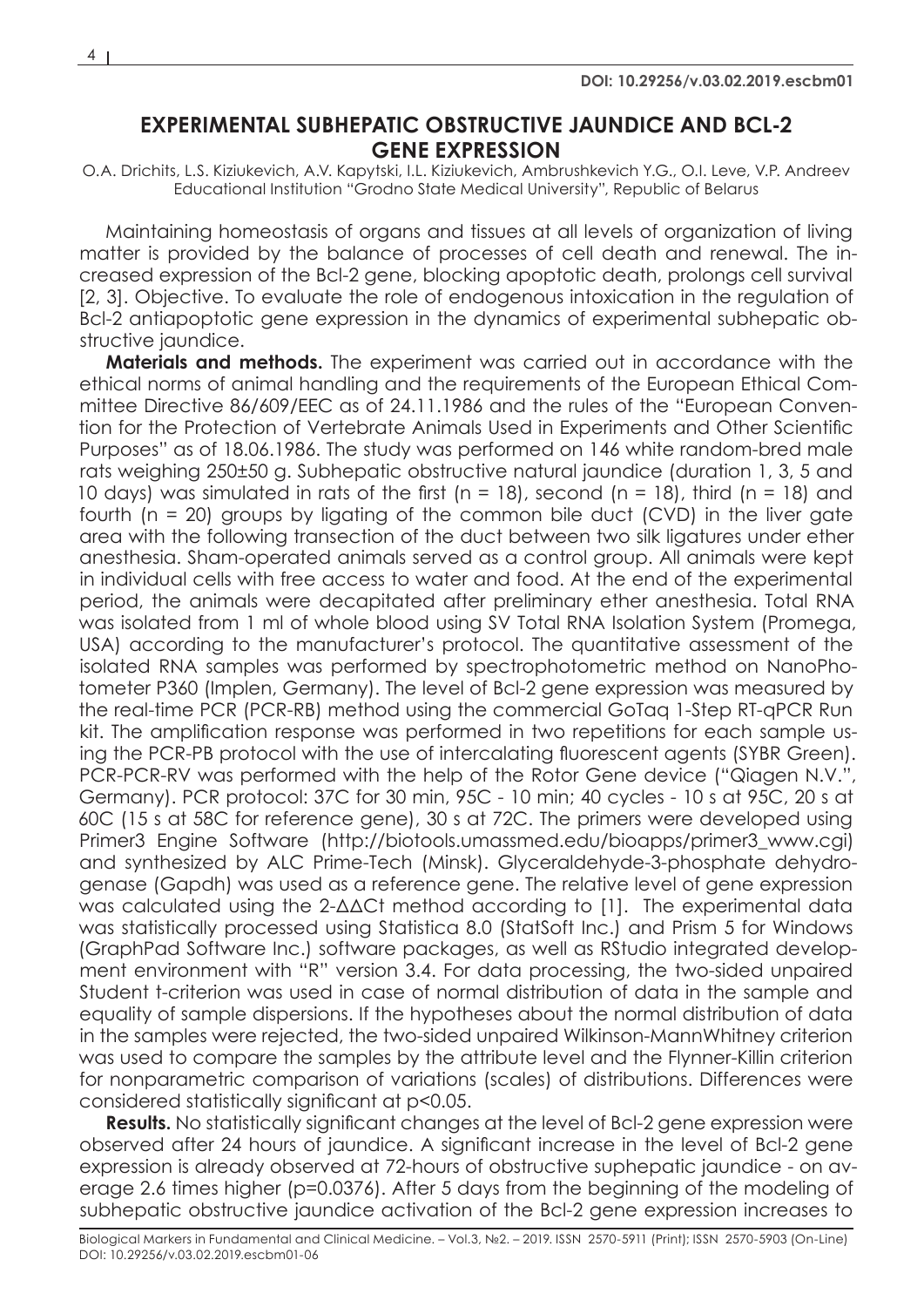DOI: 10.29256/v.03.02.2019.escbm01

# EXPERIMENTAL SUBHEPATIC OBSTRUCTIVE JAUNDICE AND BCL-2 GENE EXPRESSION

O.A. Drichits, L.S. Kiziukevich, A.V. Kapytski, I.L. Kiziukevich, Ambrushkevich Y.G., O.I. Leve, V.P. Andreev
Educational Institution "Grodno State Medical University", Republic of Belarus

Maintaining homeostasis of organs and tissues at all levels of organization of living matter is provided by the balance of processes of cell death and renewal. The increased expression of the Bcl-2 gene, blocking apoptotic death, prolongs cell survival [2, 3]. Objective. To evaluate the role of endogenous intoxication in the regulation of Bcl-2 antiapoptotic gene expression in the dynamics of experimental subhepatic obstructive jaundice.

**Materials and methods.** The experiment was carried out in accordance with the ethical norms of animal handling and the requirements of the European Ethical Committee Directive 86/609/EEC as of 24.11.1986 and the rules of the "European Convention for the Protection of Vertebrate Animals Used in Experiments and Other Scientific Purposes" as of 18.06.1986. The study was performed on 146 white random-bred male rats weighing 250±50 g. Subhepatic obstructive natural jaundice (duration 1, 3, 5 and 10 days) was simulated in rats of the first (n = 18), second (n = 18), third (n = 18) and fourth (n = 20) groups by ligating of the common bile duct (CVD) in the liver gate area with the following transection of the duct between two silk ligatures under ether anesthesia. Sham-operated animals served as a control group. All animals were kept in individual cells with free access to water and food. At the end of the experimental period, the animals were decapitated after preliminary ether anesthesia. Total RNA was isolated from 1 ml of whole blood using SV Total RNA Isolation System (Promega, USA) according to the manufacturer's protocol. The quantitative assessment of the isolated RNA samples was performed by spectrophotometric method on NanoPhotometer P360 (Implen, Germany). The level of Bcl-2 gene expression was measured by the real-time PCR (PCR-RB) method using the commercial GoTaq 1-Step RT-qPCR Run kit. The amplification response was performed in two repetitions for each sample using the PCR-PB protocol with the use of intercalating fluorescent agents (SYBR Green). PCR-PCR-RV was performed with the help of the Rotor Gene device ("Qiagen N.V.", Germany). PCR protocol: 37C for 30 min, 95C - 10 min; 40 cycles - 10 s at 95C, 20 s at 60C (15 s at 58C for reference gene), 30 s at 72C. The primers were developed using Primer3 Engine Software (http://biotools.umassmed.edu/bioapps/primer3_www.cgi) and synthesized by ALC Prime-Tech (Minsk). Glyceraldehyde-3-phosphate dehydrogenase (Gapdh) was used as a reference gene. The relative level of gene expression was calculated using the 2-ΔΔCt method according to [1]. The experimental data was statistically processed using Statistica 8.0 (StatSoft Inc.) and Prism 5 for Windows (GraphPad Software Inc.) software packages, as well as RStudio integrated development environment with "R" version 3.4. For data processing, the two-sided unpaired Student t-criterion was used in case of normal distribution of data in the sample and equality of sample dispersions. If the hypotheses about the normal distribution of data in the samples were rejected, the two-sided unpaired Wilkinson-MannWhitney criterion was used to compare the samples by the attribute level and the Flynner-Killin criterion for nonparametric comparison of variations (scales) of distributions. Differences were considered statistically significant at $p<0.05$.

**Results.** No statistically significant changes at the level of Bcl-2 gene expression were observed after 24 hours of jaundice. A significant increase in the level of Bcl-2 gene expression is already observed at 72-hours of obstructive suphepatic jaundice - on average 2.6 times higher ($p=0.0376$). After 5 days from the beginning of the modeling of subhepatic obstructive jaundice activation of the Bcl-2 gene expression increases to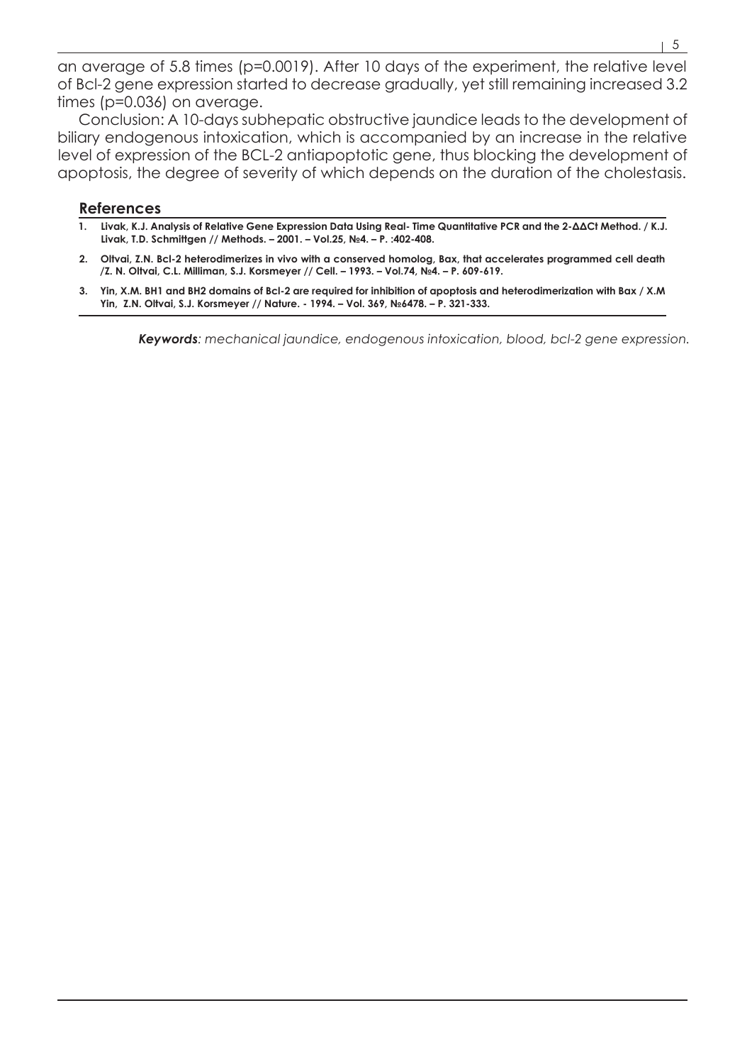an average of 5.8 times (p=0.0019). After 10 days of the experiment, the relative level of Bcl-2 gene expression started to decrease gradually, yet still remaining increased 3.2 times (p=0.036) on average.

Conclusion: A 10-days subhepatic obstructive jaundice leads to the development of biliary endogenous intoxication, which is accompanied by an increase in the relative level of expression of the BCL-2 antiapoptotic gene, thus blocking the development of apoptosis, the degree of severity of which depends on the duration of the cholestasis.

## References

1. **Livak, K.J. Analysis of Relative Gene Expression Data Using Real- Time Quantitative PCR and the 2-ΔΔCt Method. / K.J. Livak, T.D. Schmittgen // Methods. – 2001. – Vol.25, №4. – P. :402-408.**
2. **Oltvai, Z.N. Bcl-2 heterodimerizes in vivo with a conserved homolog, Bax, that accelerates programmed cell death /Z. N. Oltvai, C.L. Milliman, S.J. Korsmeyer // Cell. – 1993. – Vol.74, №4. – P. 609-619.**
3. **Yin, X.M. BH1 and BH2 domains of Bcl-2 are required for inhibition of apoptosis and heterodimerization with Bax / X.M Yin, Z.N. Oltvai, S.J. Korsmeyer // Nature. - 1994. – Vol. 369, №6478. – P. 321-333.**

***Keywords**: mechanical jaundice, endogenous intoxication, blood, bcl-2 gene expression.*